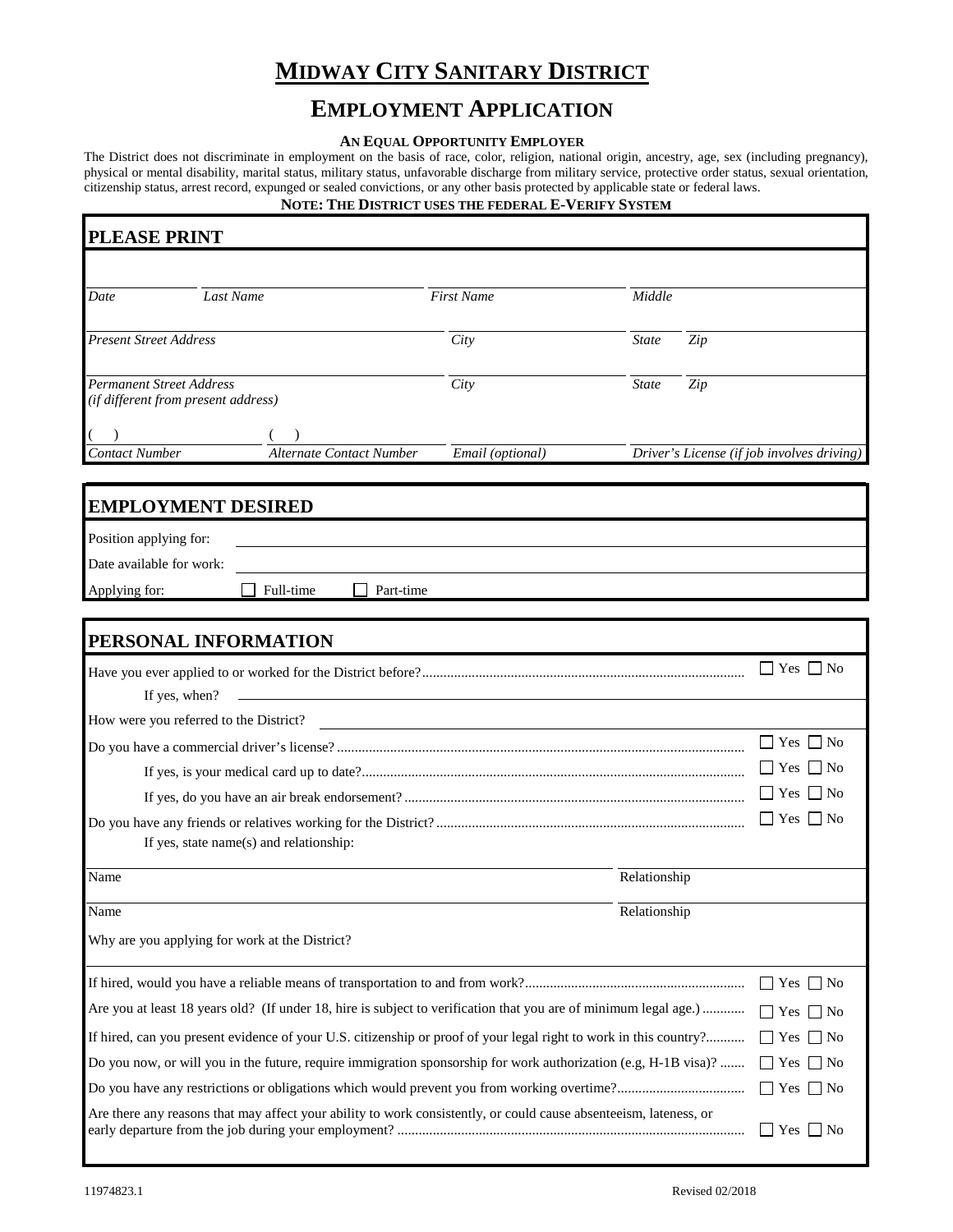# MIDWAY CITY SANITARY DISTRICT

## EMPLOYMENT APPLICATION

**AN EQUAL OPPORTUNITY EMPLOYER**

The District does not discriminate in employment on the basis of race, color, religion, national origin, ancestry, age, sex (including pregnancy), physical or mental disability, marital status, military status, unfavorable discharge from military service, protective order status, sexual orientation, citizenship status, arrest record, expunged or sealed convictions, or any other basis protected by applicable state or federal laws.

**NOTE: THE DISTRICT USES THE FEDERAL E-VERIFY SYSTEM**

## PLEASE PRINT

| *Date* | *Last Name* | *First Name* | *Middle* |
|---|---|---|---|
| | | | |

| *Present Street Address* | *City* | *State* | *Zip* |
|---|---|---|---|
| | | | |

| *Permanent Street Address (if different from present address)* | *City* | *State* | *Zip* |
|---|---|---|---|
| | | | |

| ( ) *Contact Number* | ( ) *Alternate Contact Number* | *Email (optional)* | *Driver's License (if job involves driving)* |
|---|---|---|---|
| | | | |

## EMPLOYMENT DESIRED

Position applying for: ______________________

Date available for work: ______________________

Applying for: ☐ Full-time ☐ Part-time

## PERSONAL INFORMATION

Have you ever applied to or worked for the District before? ☐ Yes ☐ No

If yes, when? ______________________

How were you referred to the District? ______________________

Do you have a commercial driver's license? ☐ Yes ☐ No

If yes, is your medical card up to date? ☐ Yes ☐ No

If yes, do you have an air break endorsement? ☐ Yes ☐ No

Do you have any friends or relatives working for the District? ☐ Yes ☐ No

If yes, state name(s) and relationship:

| Name | Relationship |
|---|---|
| | |
| | |

Why are you applying for work at the District?

______________________

If hired, would you have a reliable means of transportation to and from work? ☐ Yes ☐ No

Are you at least 18 years old? (If under 18, hire is subject to verification that you are of minimum legal age.) ☐ Yes ☐ No

If hired, can you present evidence of your U.S. citizenship or proof of your legal right to work in this country? ☐ Yes ☐ No

Do you now, or will you in the future, require immigration sponsorship for work authorization (e.g, H-1B visa)? ☐ Yes ☐ No

Do you have any restrictions or obligations which would prevent you from working overtime? ☐ Yes ☐ No

Are there any reasons that may affect your ability to work consistently, or could cause absenteeism, lateness, or early departure from the job during your employment? ☐ Yes ☐ No

11974823.1 Revised 02/2018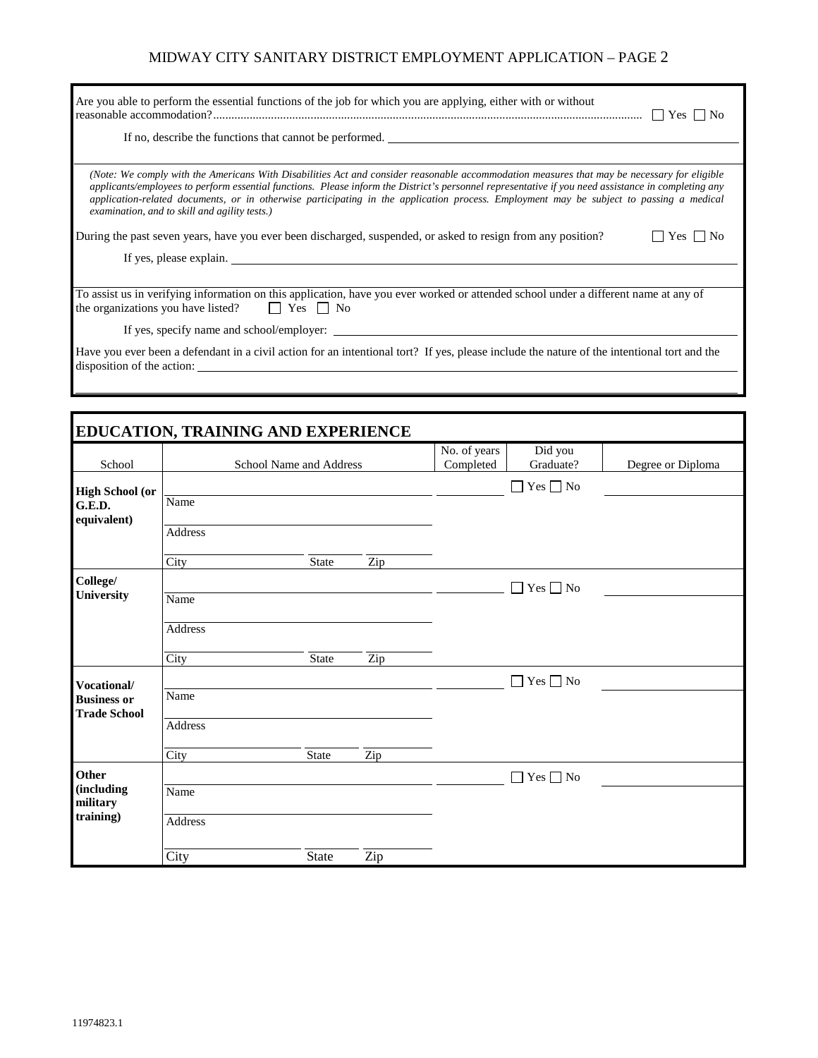Are you able to perform the essential functions of the job for which you are applying, either with or without reasonable accommodation?............................................................................................................................................ ☐ Yes ☐ No

If no, describe the functions that cannot be performed. ______________________________

*(Note: We comply with the Americans With Disabilities Act and consider reasonable accommodation measures that may be necessary for eligible applicants/employees to perform essential functions. Please inform the District's personnel representative if you need assistance in completing any application-related documents, or in otherwise participating in the application process. Employment may be subject to passing a medical examination, and to skill and agility tests.)*

During the past seven years, have you ever been discharged, suspended, or asked to resign from any position? ☐ Yes ☐ No

If yes, please explain. ______________________________

To assist us in verifying information on this application, have you ever worked or attended school under a different name at any of the organizations you have listed? ☐ Yes ☐ No

If yes, specify name and school/employer: ______________________________

Have you ever been a defendant in a civil action for an intentional tort? If yes, please include the nature of the intentional tort and the disposition of the action: ______________________________

## EDUCATION, TRAINING AND EXPERIENCE

| School | School Name and Address | No. of years Completed | Did you Graduate? | Degree or Diploma |
|---|---|---|---|---|
| **High School (or G.E.D. equivalent)** | Name<br>Address<br>City State Zip | | ☐ Yes ☐ No | |
| **College/ University** | Name<br>Address<br>City State Zip | | ☐ Yes ☐ No | |
| **Vocational/ Business or Trade School** | Name<br>Address<br>City State Zip | | ☐ Yes ☐ No | |
| **Other (including military training)** | Name<br>Address<br>City State Zip | | ☐ Yes ☐ No | |

11974823.1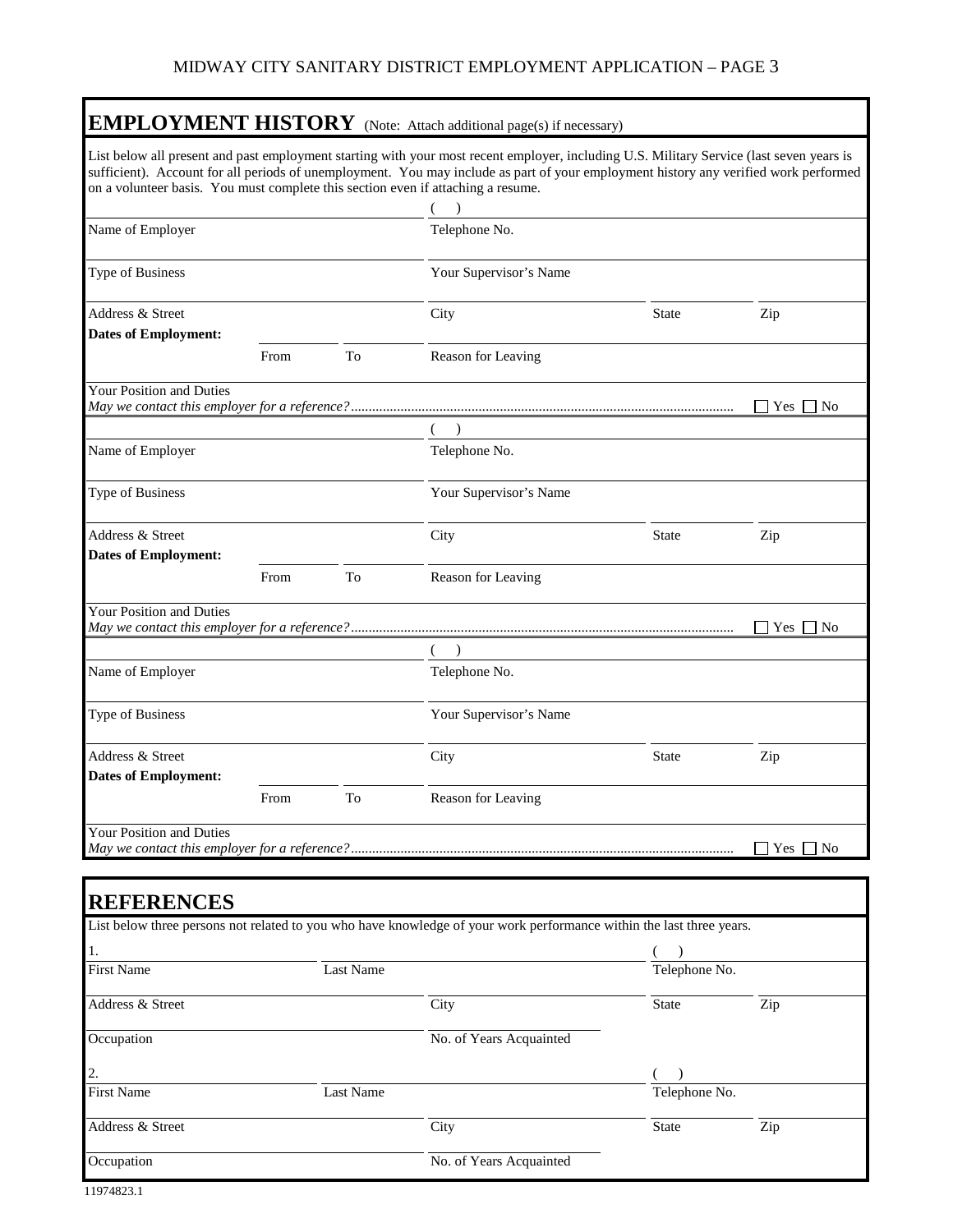## EMPLOYMENT HISTORY (Note: Attach additional page(s) if necessary)

List below all present and past employment starting with your most recent employer, including U.S. Military Service (last seven years is sufficient). Account for all periods of unemployment. You may include as part of your employment history any verified work performed on a volunteer basis. You must complete this section even if attaching a resume.

| | | | | | |
|---|---|---|---|---|---|
| Name of Employer | | | Telephone No. ( ) | | |
| Type of Business | | | Your Supervisor's Name | | |
| Address & Street | | | City | State | Zip |
| **Dates of Employment:** | From | To | Reason for Leaving | | |
| Your Position and Duties | | | | | |

*May we contact this employer for a reference?*............ ☐ Yes ☐ No

| | | | | | |
|---|---|---|---|---|---|
| Name of Employer | | | Telephone No. ( ) | | |
| Type of Business | | | Your Supervisor's Name | | |
| Address & Street | | | City | State | Zip |
| **Dates of Employment:** | From | To | Reason for Leaving | | |
| Your Position and Duties | | | | | |

*May we contact this employer for a reference?*............ ☐ Yes ☐ No

| | | | | | |
|---|---|---|---|---|---|
| Name of Employer | | | Telephone No. ( ) | | |
| Type of Business | | | Your Supervisor's Name | | |
| Address & Street | | | City | State | Zip |
| **Dates of Employment:** | From | To | Reason for Leaving | | |
| Your Position and Duties | | | | | |

*May we contact this employer for a reference?*............ ☐ Yes ☐ No

## REFERENCES

List below three persons not related to you who have knowledge of your work performance within the last three years.

1.

| | | | | |
|---|---|---|---|---|
| First Name | Last Name | | Telephone No. ( ) | |
| Address & Street | | City | State | Zip |
| Occupation | | No. of Years Acquainted | | |

2.

| | | | | |
|---|---|---|---|---|
| First Name | Last Name | | Telephone No. ( ) | |
| Address & Street | | City | State | Zip |
| Occupation | | No. of Years Acquainted | | |

11974823.1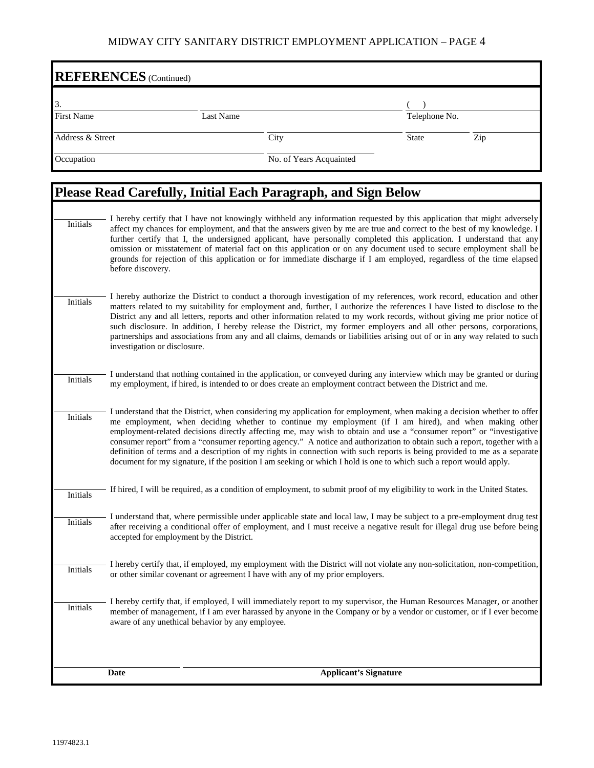## REFERENCES (Continued)

| | | | | |
|---|---|---|---|---|
| 3. First Name | Last Name | | ( ) Telephone No. | |
| Address & Street | | City | State | Zip |
| Occupation | | No. of Years Acquainted | | |

## Please Read Carefully, Initial Each Paragraph, and Sign Below

______ Initials — I hereby certify that I have not knowingly withheld any information requested by this application that might adversely affect my chances for employment, and that the answers given by me are true and correct to the best of my knowledge. I further certify that I, the undersigned applicant, have personally completed this application. I understand that any omission or misstatement of material fact on this application or on any document used to secure employment shall be grounds for rejection of this application or for immediate discharge if I am employed, regardless of the time elapsed before discovery.

______ Initials — I hereby authorize the District to conduct a thorough investigation of my references, work record, education and other matters related to my suitability for employment and, further, I authorize the references I have listed to disclose to the District any and all letters, reports and other information related to my work records, without giving me prior notice of such disclosure. In addition, I hereby release the District, my former employers and all other persons, corporations, partnerships and associations from any and all claims, demands or liabilities arising out of or in any way related to such investigation or disclosure.

______ Initials — I understand that nothing contained in the application, or conveyed during any interview which may be granted or during my employment, if hired, is intended to or does create an employment contract between the District and me.

______ Initials — I understand that the District, when considering my application for employment, when making a decision whether to offer me employment, when deciding whether to continue my employment (if I am hired), and when making other employment-related decisions directly affecting me, may wish to obtain and use a "consumer report" or "investigative consumer report" from a "consumer reporting agency." A notice and authorization to obtain such a report, together with a definition of terms and a description of my rights in connection with such reports is being provided to me as a separate document for my signature, if the position I am seeking or which I hold is one to which such a report would apply.

______ Initials — If hired, I will be required, as a condition of employment, to submit proof of my eligibility to work in the United States.

______ Initials — I understand that, where permissible under applicable state and local law, I may be subject to a pre-employment drug test after receiving a conditional offer of employment, and I must receive a negative result for illegal drug use before being accepted for employment by the District.

______ Initials — I hereby certify that, if employed, my employment with the District will not violate any non-solicitation, non-competition, or other similar covenant or agreement I have with any of my prior employers.

______ Initials — I hereby certify that, if employed, I will immediately report to my supervisor, the Human Resources Manager, or another member of management, if I am ever harassed by anyone in the Company or by a vendor or customer, or if I ever become aware of any unethical behavior by any employee.

| | |
|---|---|
| **Date** | **Applicant's Signature** |

11974823.1